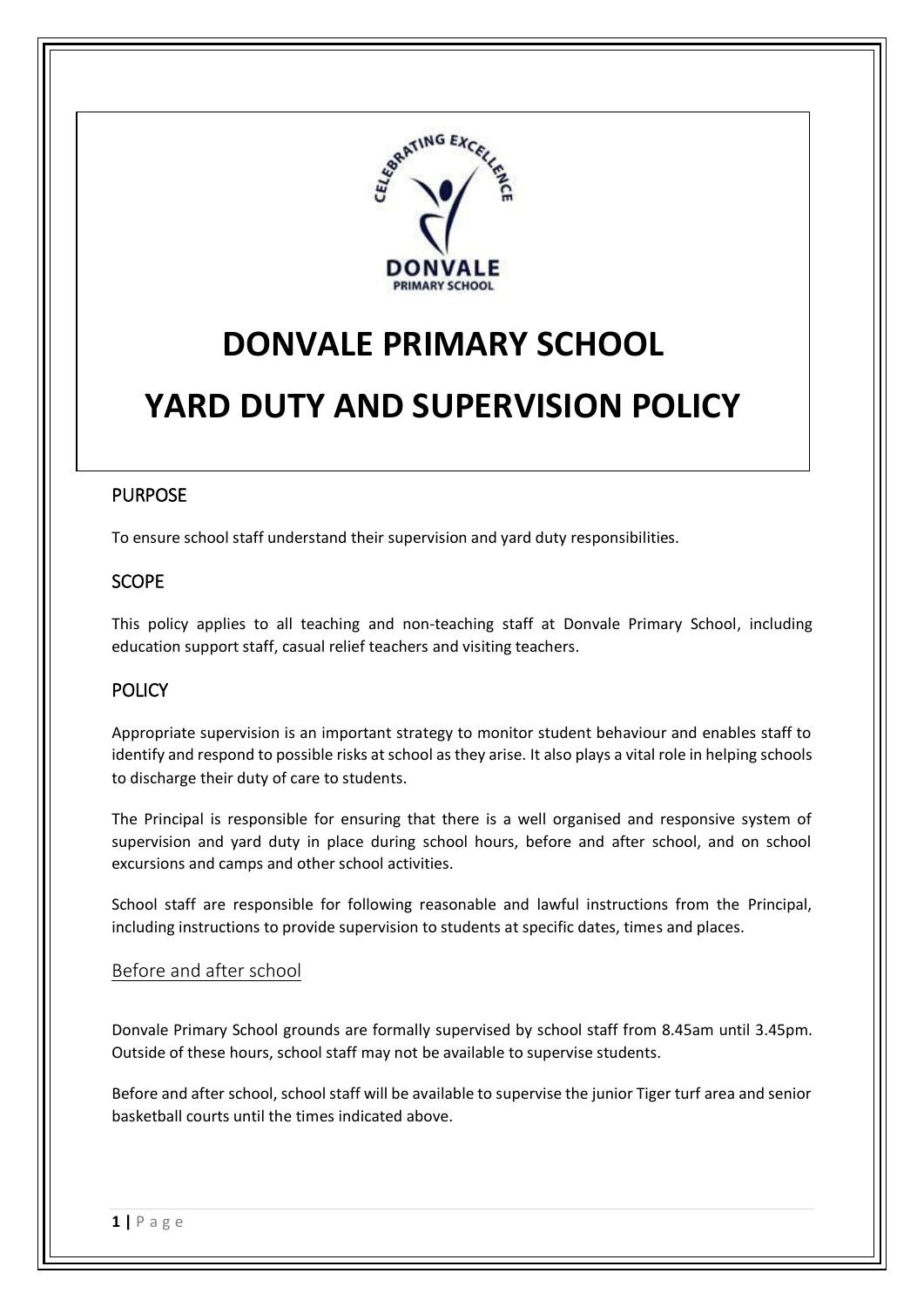# DONVALE PRIMARY SCHOOL

# YARD DUTY AND SUPERVISION POLICY

## PURPOSE

To ensure school staff understand their supervision and yard duty responsibilities.

## SCOPE

This policy applies to all teaching and non-teaching staff at Donvale Primary School, including education support staff, casual relief teachers and visiting teachers.

## POLICY

Appropriate supervision is an important strategy to monitor student behaviour and enables staff to identify and respond to possible risks at school as they arise. It also plays a vital role in helping schools to discharge their duty of care to students.

The Principal is responsible for ensuring that there is a well organised and responsive system of supervision and yard duty in place during school hours, before and after school, and on school excursions and camps and other school activities.

School staff are responsible for following reasonable and lawful instructions from the Principal, including instructions to provide supervision to students at specific dates, times and places.

### Before and after school

Donvale Primary School grounds are formally supervised by school staff from 8.45am until 3.45pm. Outside of these hours, school staff may not be available to supervise students.

Before and after school, school staff will be available to supervise the junior Tiger turf area and senior basketball courts until the times indicated above.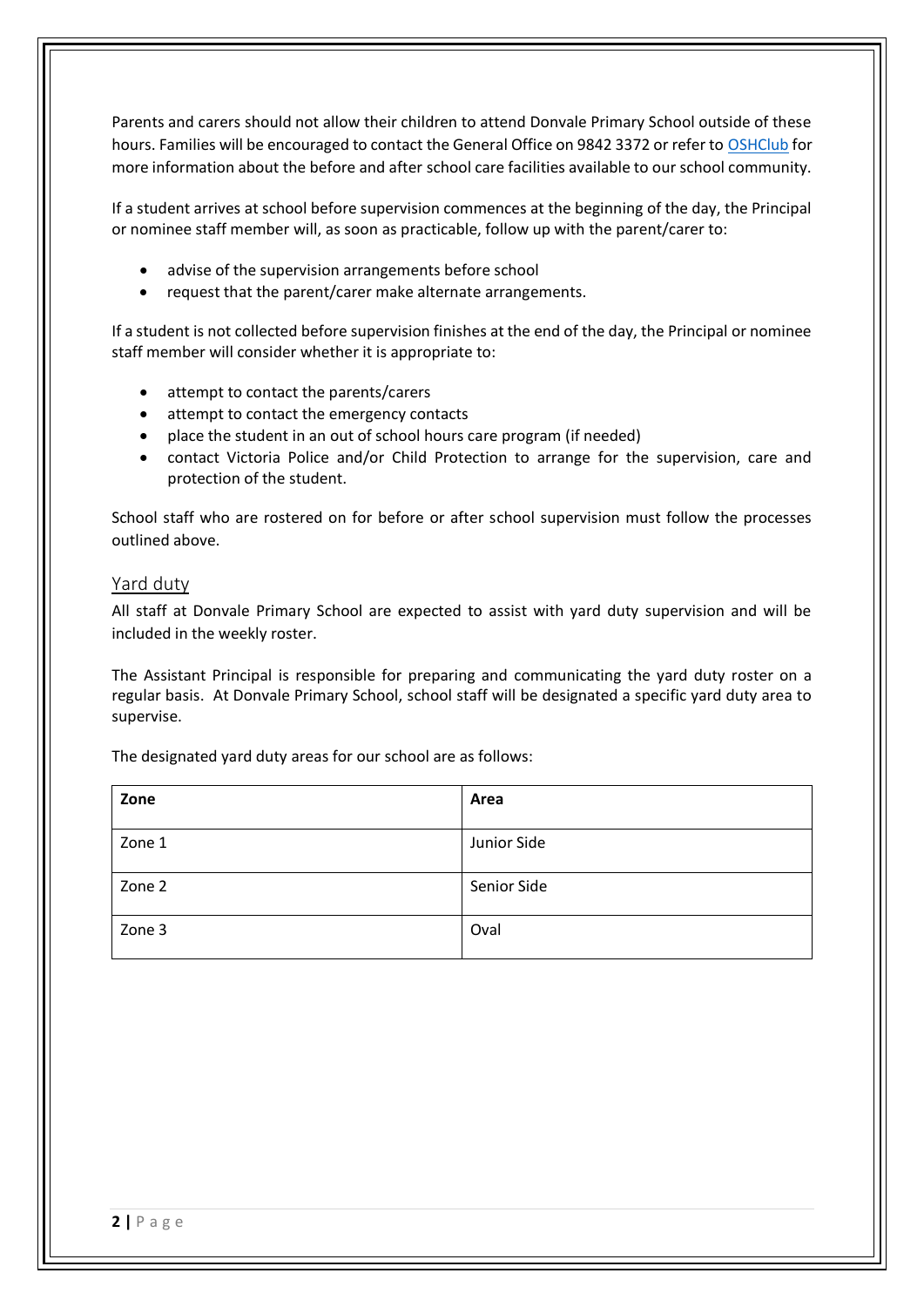Parents and carers should not allow their children to attend Donvale Primary School outside of these hours. Families will be encouraged to contact the General Office on 9842 3372 or refer to OSHClub for more information about the before and after school care facilities available to our school community.

If a student arrives at school before supervision commences at the beginning of the day, the Principal or nominee staff member will, as soon as practicable, follow up with the parent/carer to:

- advise of the supervision arrangements before school
- request that the parent/carer make alternate arrangements.

If a student is not collected before supervision finishes at the end of the day, the Principal or nominee staff member will consider whether it is appropriate to:

- attempt to contact the parents/carers
- attempt to contact the emergency contacts
- place the student in an out of school hours care program (if needed)
- contact Victoria Police and/or Child Protection to arrange for the supervision, care and protection of the student.

School staff who are rostered on for before or after school supervision must follow the processes outlined above.

## Yard duty

All staff at Donvale Primary School are expected to assist with yard duty supervision and will be included in the weekly roster.

The Assistant Principal is responsible for preparing and communicating the yard duty roster on a regular basis. At Donvale Primary School, school staff will be designated a specific yard duty area to supervise.

The designated yard duty areas for our school are as follows:

| Zone | Area |
| --- | --- |
| Zone 1 | Junior Side |
| Zone 2 | Senior Side |
| Zone 3 | Oval |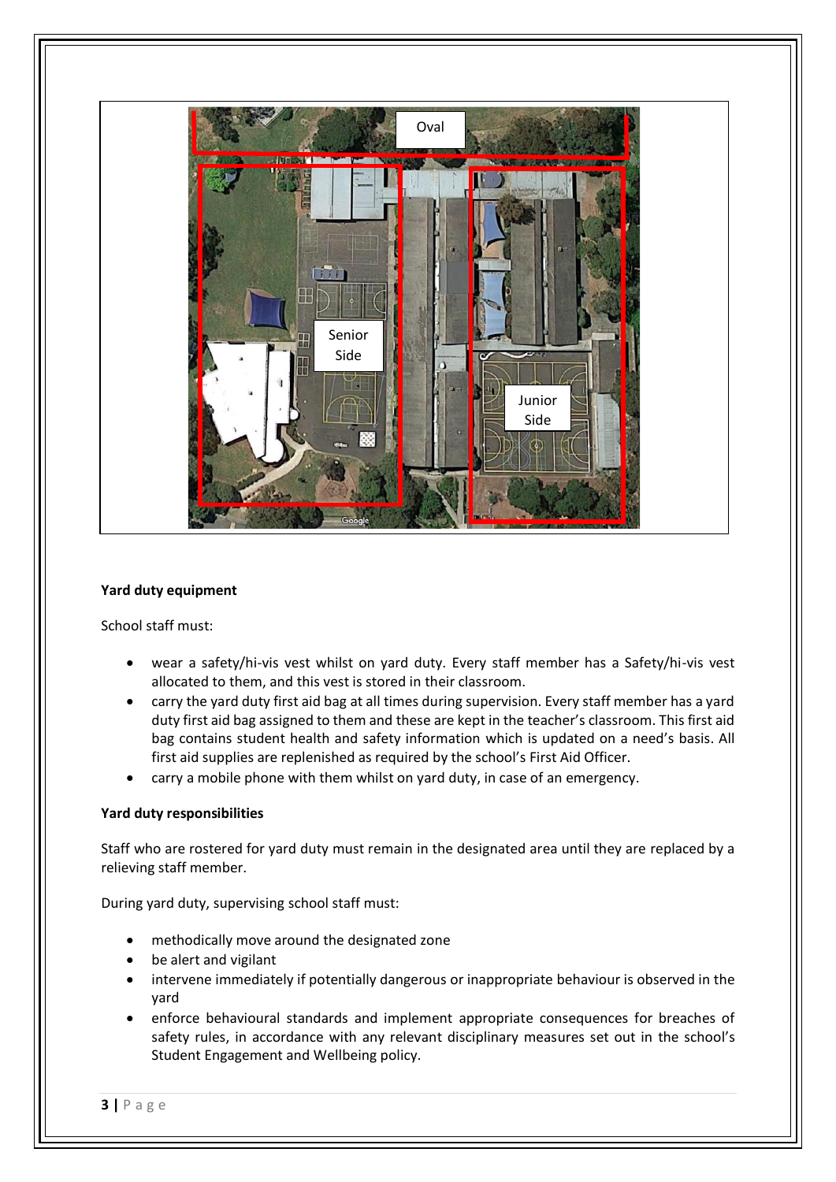Oval

Senior Side

Junior Side

**Yard duty equipment**

School staff must:

- wear a safety/hi-vis vest whilst on yard duty. Every staff member has a Safety/hi-vis vest allocated to them, and this vest is stored in their classroom.
- carry the yard duty first aid bag at all times during supervision. Every staff member has a yard duty first aid bag assigned to them and these are kept in the teacher's classroom. This first aid bag contains student health and safety information which is updated on a need's basis. All first aid supplies are replenished as required by the school's First Aid Officer.
- carry a mobile phone with them whilst on yard duty, in case of an emergency.

**Yard duty responsibilities**

Staff who are rostered for yard duty must remain in the designated area until they are replaced by a relieving staff member.

During yard duty, supervising school staff must:

- methodically move around the designated zone
- be alert and vigilant
- intervene immediately if potentially dangerous or inappropriate behaviour is observed in the yard
- enforce behavioural standards and implement appropriate consequences for breaches of safety rules, in accordance with any relevant disciplinary measures set out in the school's Student Engagement and Wellbeing policy.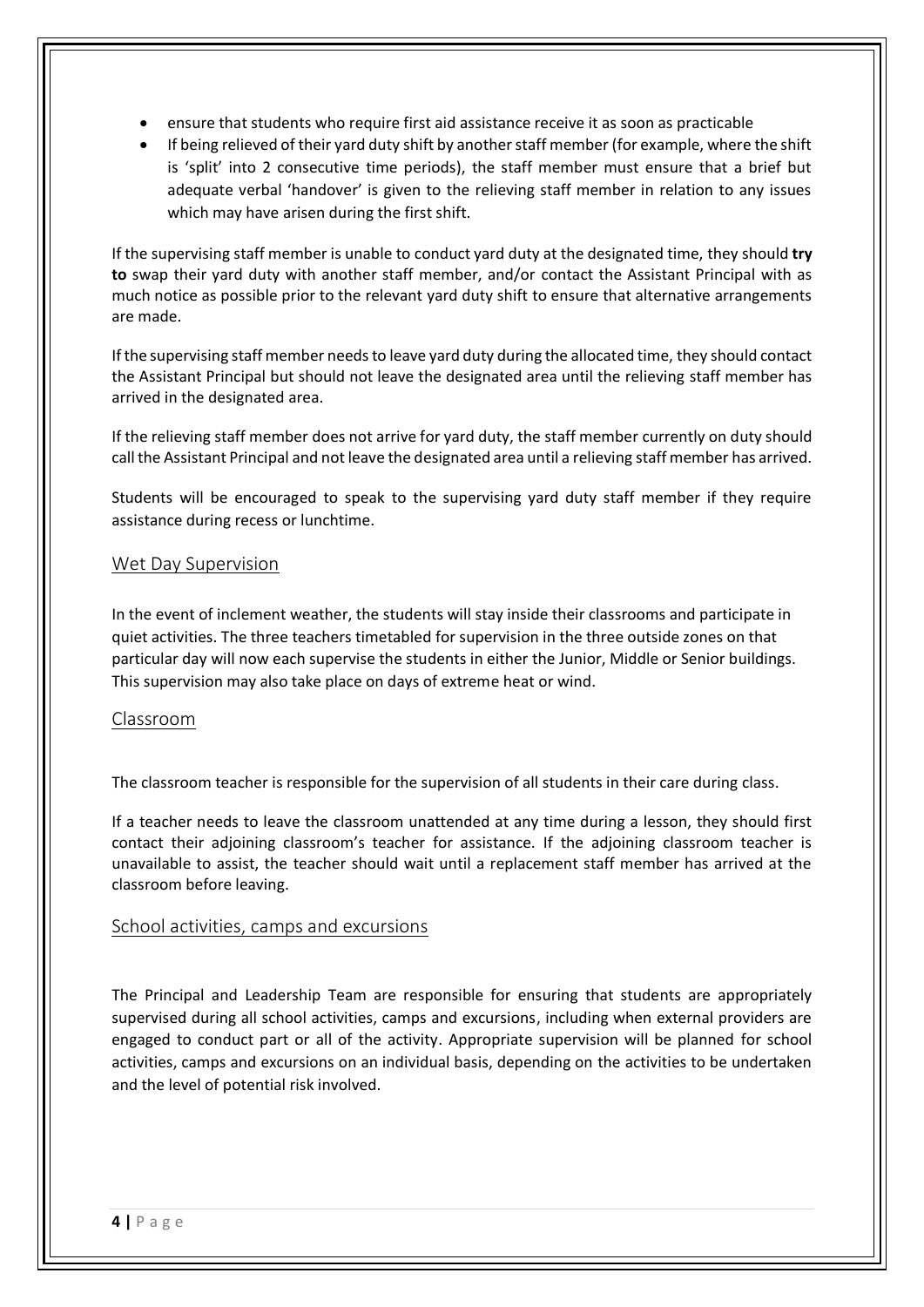- ensure that students who require first aid assistance receive it as soon as practicable
- If being relieved of their yard duty shift by another staff member (for example, where the shift is 'split' into 2 consecutive time periods), the staff member must ensure that a brief but adequate verbal 'handover' is given to the relieving staff member in relation to any issues which may have arisen during the first shift.

If the supervising staff member is unable to conduct yard duty at the designated time, they should **try to** swap their yard duty with another staff member, and/or contact the Assistant Principal with as much notice as possible prior to the relevant yard duty shift to ensure that alternative arrangements are made.

If the supervising staff member needs to leave yard duty during the allocated time, they should contact the Assistant Principal but should not leave the designated area until the relieving staff member has arrived in the designated area.

If the relieving staff member does not arrive for yard duty, the staff member currently on duty should call the Assistant Principal and not leave the designated area until a relieving staff member has arrived.

Students will be encouraged to speak to the supervising yard duty staff member if they require assistance during recess or lunchtime.

## Wet Day Supervision

In the event of inclement weather, the students will stay inside their classrooms and participate in quiet activities. The three teachers timetabled for supervision in the three outside zones on that particular day will now each supervise the students in either the Junior, Middle or Senior buildings. This supervision may also take place on days of extreme heat or wind.

## Classroom

The classroom teacher is responsible for the supervision of all students in their care during class.

If a teacher needs to leave the classroom unattended at any time during a lesson, they should first contact their adjoining classroom's teacher for assistance. If the adjoining classroom teacher is unavailable to assist, the teacher should wait until a replacement staff member has arrived at the classroom before leaving.

## School activities, camps and excursions

The Principal and Leadership Team are responsible for ensuring that students are appropriately supervised during all school activities, camps and excursions, including when external providers are engaged to conduct part or all of the activity. Appropriate supervision will be planned for school activities, camps and excursions on an individual basis, depending on the activities to be undertaken and the level of potential risk involved.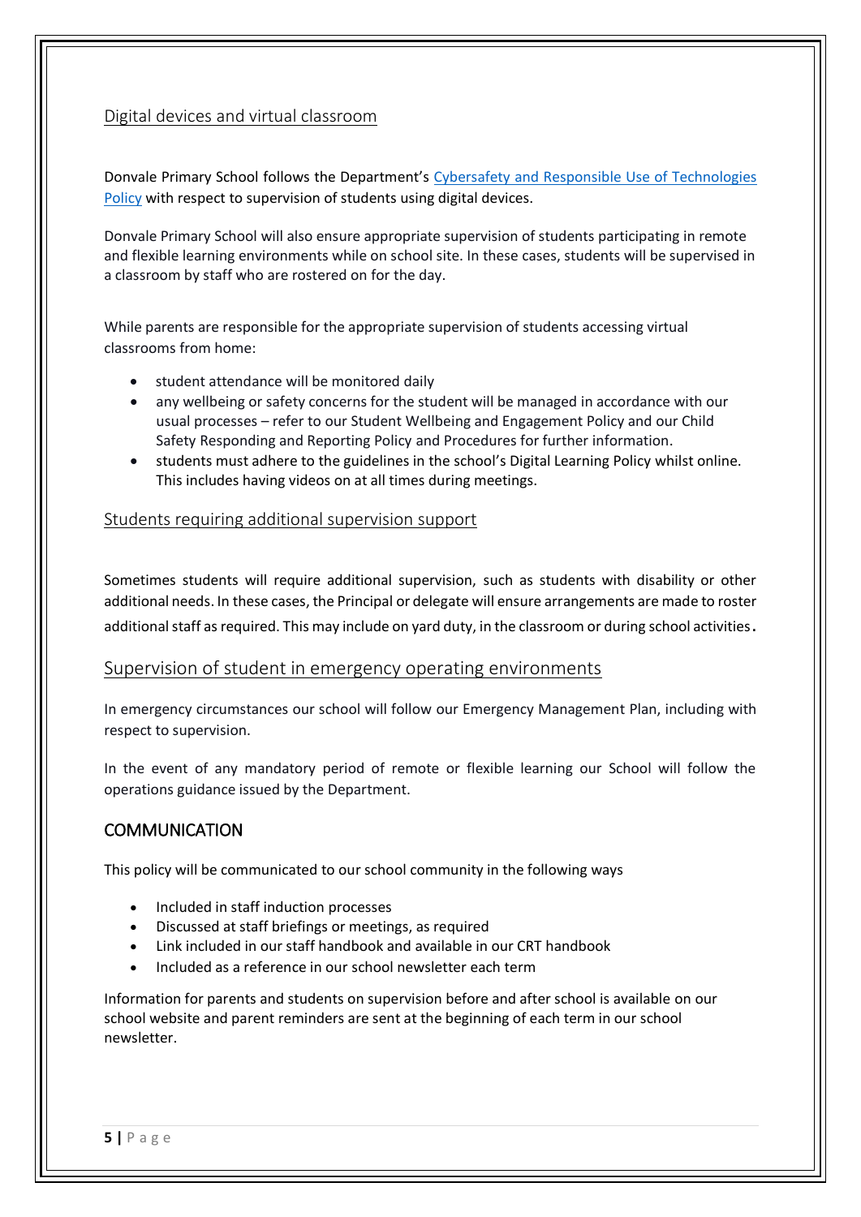### Digital devices and virtual classroom

Donvale Primary School follows the Department's [Cybersafety and Responsible Use of Technologies Policy] with respect to supervision of students using digital devices.

Donvale Primary School will also ensure appropriate supervision of students participating in remote and flexible learning environments while on school site. In these cases, students will be supervised in a classroom by staff who are rostered on for the day.

While parents are responsible for the appropriate supervision of students accessing virtual classrooms from home:

- student attendance will be monitored daily
- any wellbeing or safety concerns for the student will be managed in accordance with our usual processes – refer to our Student Wellbeing and Engagement Policy and our Child Safety Responding and Reporting Policy and Procedures for further information.
- students must adhere to the guidelines in the school's Digital Learning Policy whilst online. This includes having videos on at all times during meetings.

### Students requiring additional supervision support

Sometimes students will require additional supervision, such as students with disability or other additional needs. In these cases, the Principal or delegate will ensure arrangements are made to roster additional staff as required. This may include on yard duty, in the classroom or during school activities.

### Supervision of student in emergency operating environments

In emergency circumstances our school will follow our Emergency Management Plan, including with respect to supervision.

In the event of any mandatory period of remote or flexible learning our School will follow the operations guidance issued by the Department.

## COMMUNICATION

This policy will be communicated to our school community in the following ways

- Included in staff induction processes
- Discussed at staff briefings or meetings, as required
- Link included in our staff handbook and available in our CRT handbook
- Included as a reference in our school newsletter each term

Information for parents and students on supervision before and after school is available on our school website and parent reminders are sent at the beginning of each term in our school newsletter.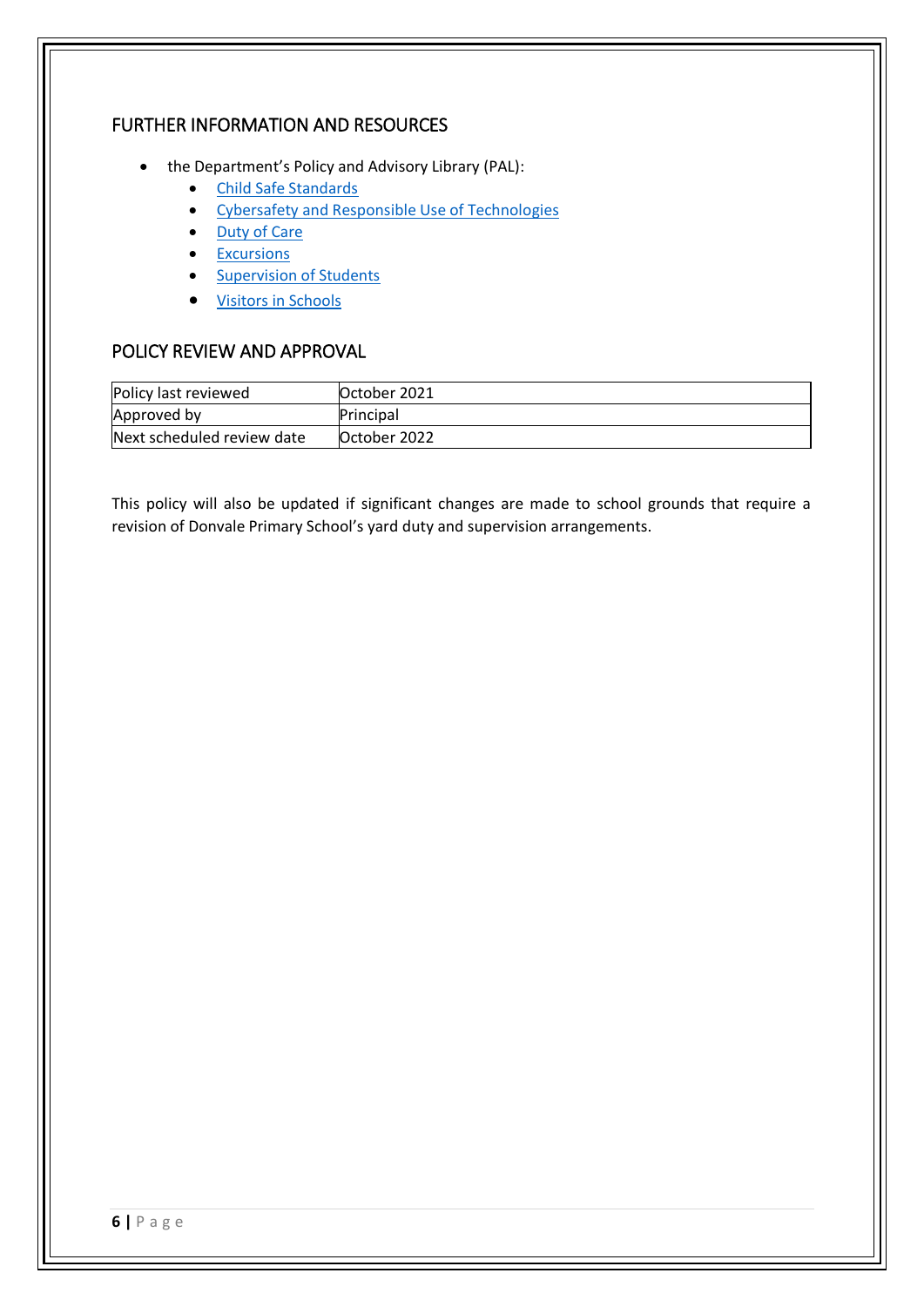## FURTHER INFORMATION AND RESOURCES

- the Department's Policy and Advisory Library (PAL):
  - Child Safe Standards
  - Cybersafety and Responsible Use of Technologies
  - Duty of Care
  - Excursions
  - Supervision of Students
  - Visitors in Schools

## POLICY REVIEW AND APPROVAL

| | |
|---|---|
| Policy last reviewed | October 2021 |
| Approved by | Principal |
| Next scheduled review date | October 2022 |

This policy will also be updated if significant changes are made to school grounds that require a revision of Donvale Primary School's yard duty and supervision arrangements.